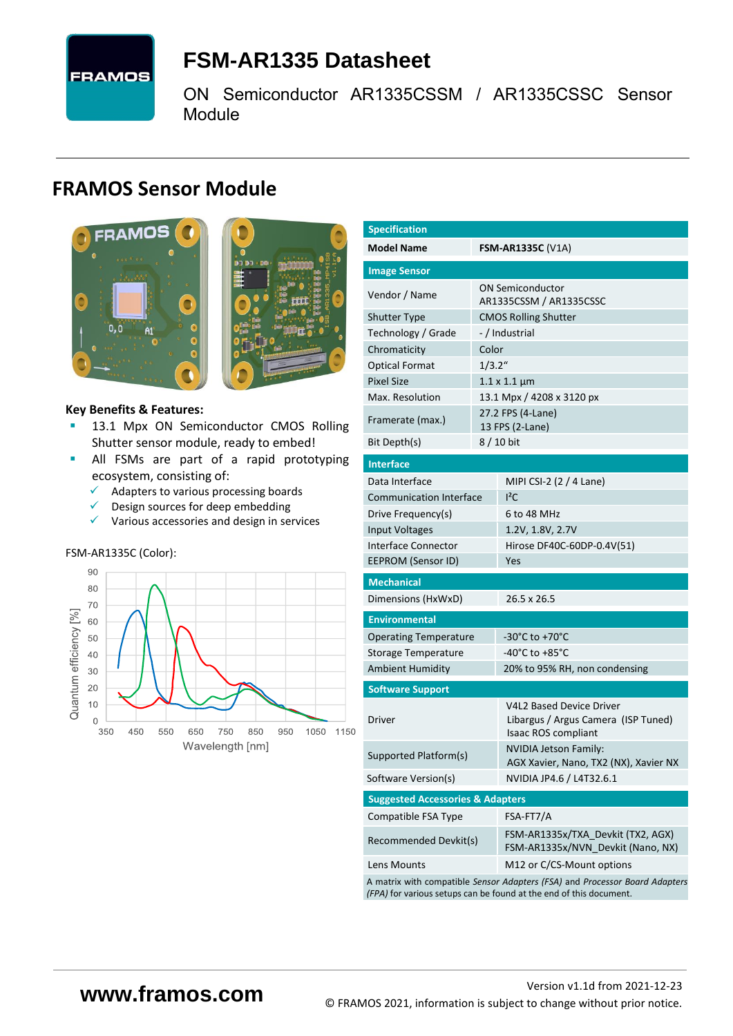# FSM-AR1335 Datasheet

ON Semiconductor AR1335CSSM / AR1335CSSC Sensor Module

## FRAMOS Sensor Module

**Key Benefits & Features:**

- 13.1 Mpx ON Semiconductor CMOS Rolling Shutter sensor module, ready to embed!
- All FSMs are part of a rapid prototyping ecosystem, consisting of:
  - ✓ Adapters to various processing boards
  - ✓ Design sources for deep embedding
  - ✓ Various accessories and design in services

FSM-AR1335C (Color):

| Specification | |
|---|---|
| **Model Name** | **FSM-AR1335C** (V1A) |
| **Image Sensor** | |
| Vendor / Name | ON Semiconductor AR1335CSSM / AR1335CSSC |
| Shutter Type | CMOS Rolling Shutter |
| Technology / Grade | - / Industrial |
| Chromaticity | Color |
| Optical Format | 1/3.2“ |
| Pixel Size | 1.1 x 1.1 µm |
| Max. Resolution | 13.1 Mpx / 4208 x 3120 px |
| Framerate (max.) | 27.2 FPS (4-Lane)<br>13 FPS (2-Lane) |
| Bit Depth(s) | 8 / 10 bit |
| **Interface** | |
| Data Interface | MIPI CSI-2 (2 / 4 Lane) |
| Communication Interface | I²C |
| Drive Frequency(s) | 6 to 48 MHz |
| Input Voltages | 1.2V, 1.8V, 2.7V |
| Interface Connector | Hirose DF40C-60DP-0.4V(51) |
| EEPROM (Sensor ID) | Yes |
| **Mechanical** | |
| Dimensions (HxWxD) | 26.5 x 26.5 |
| **Environmental** | |
| Operating Temperature | -30°C to +70°C |
| Storage Temperature | -40°C to +85°C |
| Ambient Humidity | 20% to 95% RH, non condensing |
| **Software Support** | |
| Driver | V4L2 Based Device Driver<br>Libargus / Argus Camera (ISP Tuned)<br>Isaac ROS compliant |
| Supported Platform(s) | NVIDIA Jetson Family:<br>AGX Xavier, Nano, TX2 (NX), Xavier NX |
| Software Version(s) | NVIDIA JP4.6 / L4T32.6.1 |
| **Suggested Accessories & Adapters** | |
| Compatible FSA Type | FSA-FT7/A |
| Recommended Devkit(s) | FSM-AR1335x/TXA_Devkit (TX2, AGX)<br>FSM-AR1335x/NVN_Devkit (Nano, NX) |
| Lens Mounts | M12 or C/CS-Mount options |

A matrix with compatible *Sensor Adapters (FSA)* and *Processor Board Adapters (FPA)* for various setups can be found at the end of this document.

www.framos.com

Version v1.1d from 2021-12-23

© FRAMOS 2021, information is subject to change without prior notice.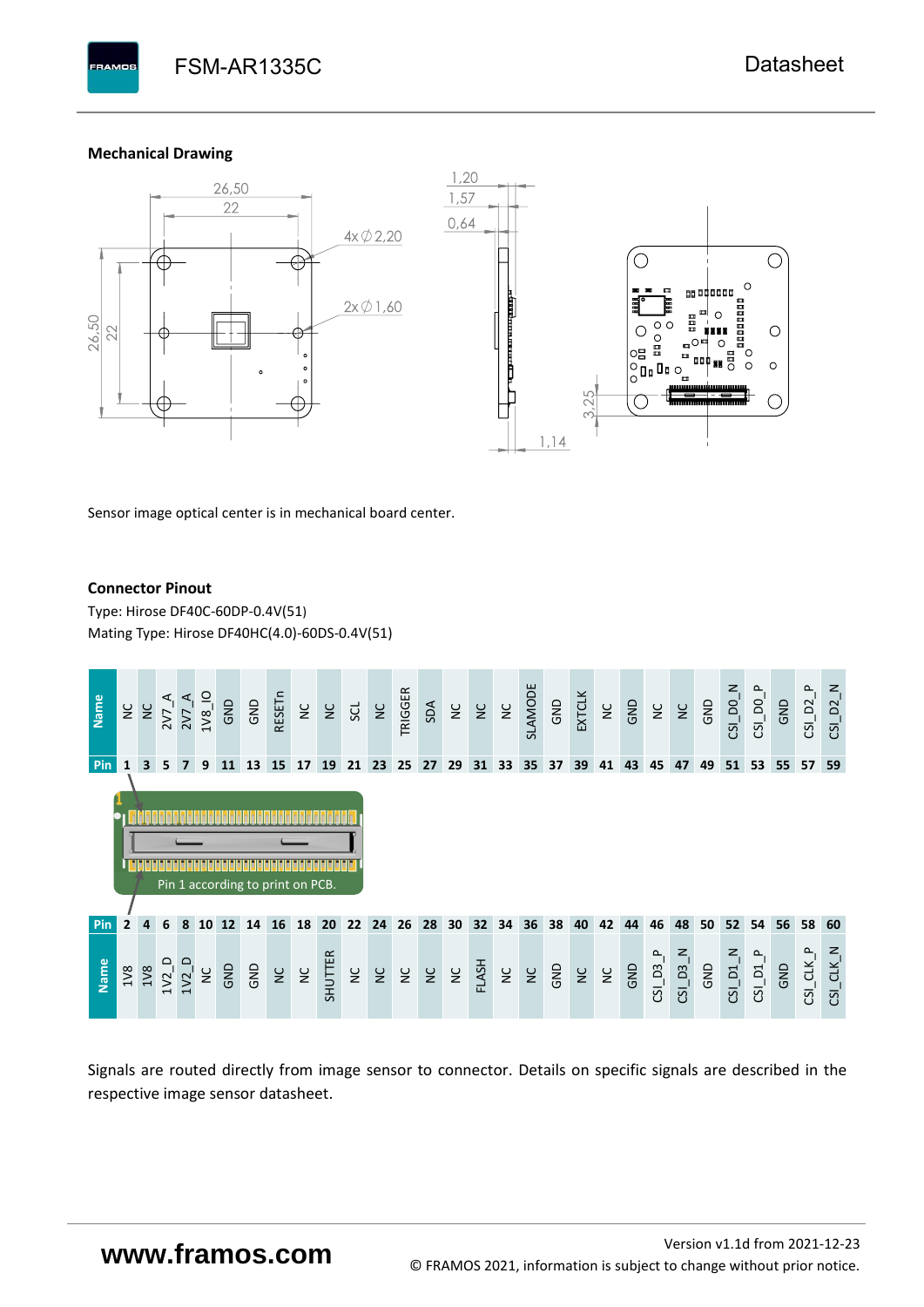### Mechanical Drawing

Sensor image optical center is in mechanical board center.

### Connector Pinout

Type: Hirose DF40C-60DP-0.4V(51)
Mating Type: Hirose DF40HC(4.0)-60DS-0.4V(51)

| Name | NC | NC | 2V7_A | 2V7_A | 1V8_IO | GND | GND | RESETn | NC | NC | SCL | NC | TRIGGER | SDA | NC | NC | NC | SLAMODE | GND | EXTCLK | NC | GND | NC | NC | GND | CSI_D0_N | CSI_D0_P | GND | CSI_D2_P | CSI_D2_N |
|---|---|---|---|---|---|---|---|---|---|---|---|---|---|---|---|---|---|---|---|---|---|---|---|---|---|---|---|---|---|---|
| Pin | 1 | 3 | 5 | 7 | 9 | 11 | 13 | 15 | 17 | 19 | 21 | 23 | 25 | 27 | 29 | 31 | 33 | 35 | 37 | 39 | 41 | 43 | 45 | 47 | 49 | 51 | 53 | 55 | 57 | 59 |

Pin 1 according to print on PCB.

| Pin | 2 | 4 | 6 | 8 | 10 | 12 | 14 | 16 | 18 | 20 | 22 | 24 | 26 | 28 | 30 | 32 | 34 | 36 | 38 | 40 | 42 | 44 | 46 | 48 | 50 | 52 | 54 | 56 | 58 | 60 |
|---|---|---|---|---|---|---|---|---|---|---|---|---|---|---|---|---|---|---|---|---|---|---|---|---|---|---|---|---|---|---|
| Name | 1V8 | 1V8 | 1V2_D | 1V2_D | NC | GND | GND | NC | NC | SHUTTER | NC | NC | NC | NC | NC | FLASH | NC | NC | GND | NC | NC | GND | CSI_D3_P | CSI_D3_N | GND | CSI_D1_N | CSI_D1_P | GND | CSI_CLK_P | CSI_CLK_N |

Signals are routed directly from image sensor to connector. Details on specific signals are described in the respective image sensor datasheet.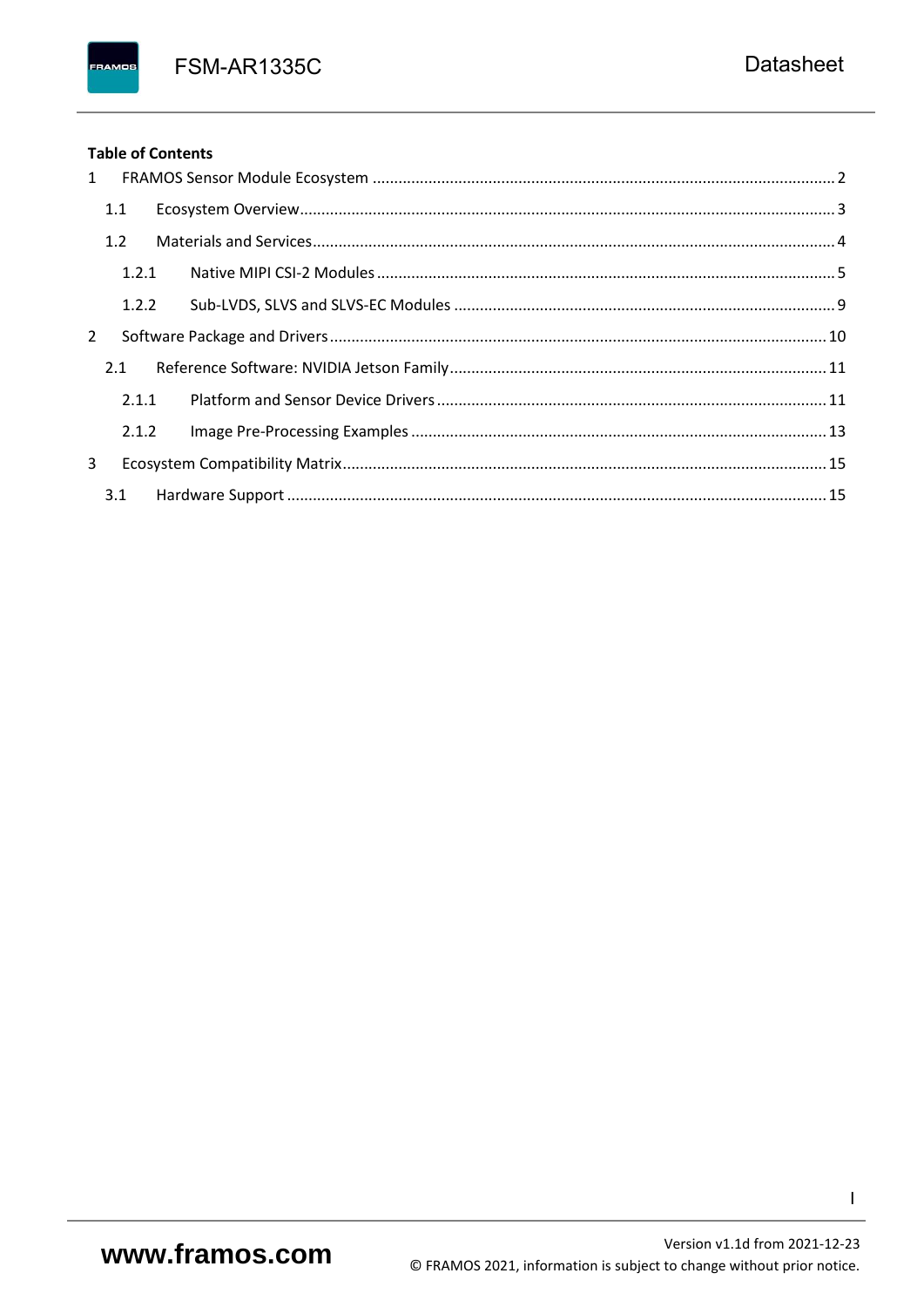**Table of Contents**

1 FRAMOS Sensor Module Ecosystem .......... 2

1.1 Ecosystem Overview .......... 3

1.2 Materials and Services .......... 4

1.2.1 Native MIPI CSI-2 Modules .......... 5

1.2.2 Sub-LVDS, SLVS and SLVS-EC Modules .......... 9

2 Software Package and Drivers .......... 10

2.1 Reference Software: NVIDIA Jetson Family .......... 11

2.1.1 Platform and Sensor Device Drivers .......... 11

2.1.2 Image Pre-Processing Examples .......... 13

3 Ecosystem Compatibility Matrix .......... 15

3.1 Hardware Support .......... 15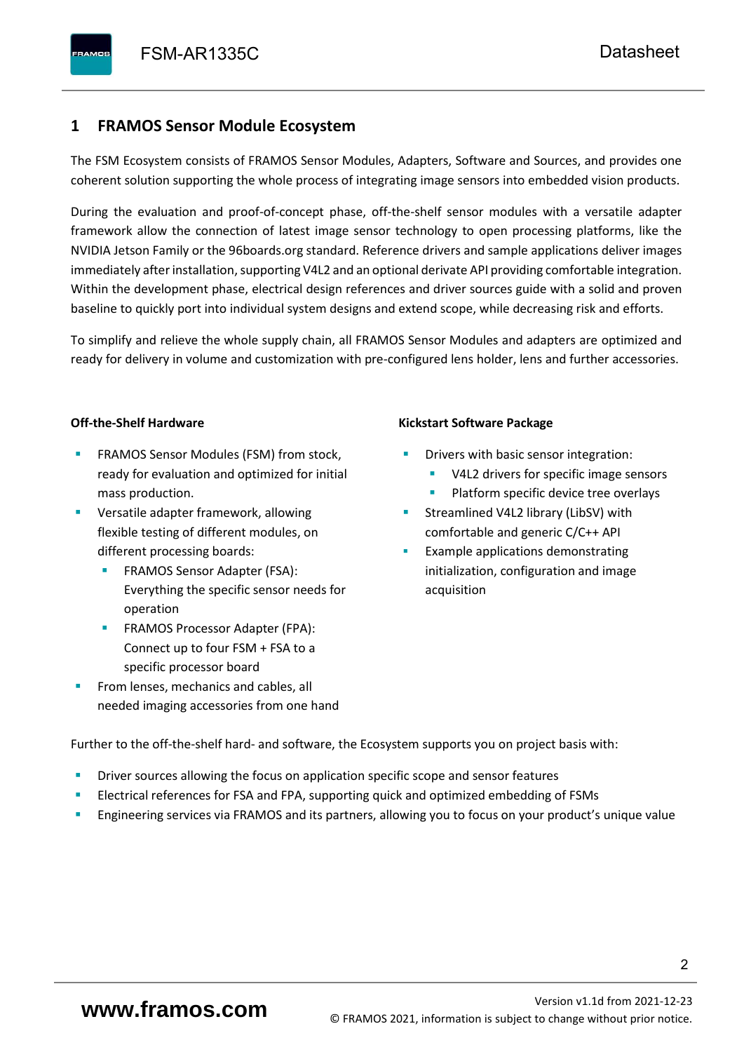# 1 FRAMOS Sensor Module Ecosystem

The FSM Ecosystem consists of FRAMOS Sensor Modules, Adapters, Software and Sources, and provides one coherent solution supporting the whole process of integrating image sensors into embedded vision products.

During the evaluation and proof-of-concept phase, off-the-shelf sensor modules with a versatile adapter framework allow the connection of latest image sensor technology to open processing platforms, like the NVIDIA Jetson Family or the 96boards.org standard. Reference drivers and sample applications deliver images immediately after installation, supporting V4L2 and an optional derivate API providing comfortable integration. Within the development phase, electrical design references and driver sources guide with a solid and proven baseline to quickly port into individual system designs and extend scope, while decreasing risk and efforts.

To simplify and relieve the whole supply chain, all FRAMOS Sensor Modules and adapters are optimized and ready for delivery in volume and customization with pre-configured lens holder, lens and further accessories.

**Off-the-Shelf Hardware**

- FRAMOS Sensor Modules (FSM) from stock, ready for evaluation and optimized for initial mass production.
- Versatile adapter framework, allowing flexible testing of different modules, on different processing boards:
  - FRAMOS Sensor Adapter (FSA): Everything the specific sensor needs for operation
  - FRAMOS Processor Adapter (FPA): Connect up to four FSM + FSA to a specific processor board
- From lenses, mechanics and cables, all needed imaging accessories from one hand

**Kickstart Software Package**

- Drivers with basic sensor integration:
  - V4L2 drivers for specific image sensors
  - Platform specific device tree overlays
- Streamlined V4L2 library (LibSV) with comfortable and generic C/C++ API
- Example applications demonstrating initialization, configuration and image acquisition

Further to the off-the-shelf hard- and software, the Ecosystem supports you on project basis with:

- Driver sources allowing the focus on application specific scope and sensor features
- Electrical references for FSA and FPA, supporting quick and optimized embedding of FSMs
- Engineering services via FRAMOS and its partners, allowing you to focus on your product's unique value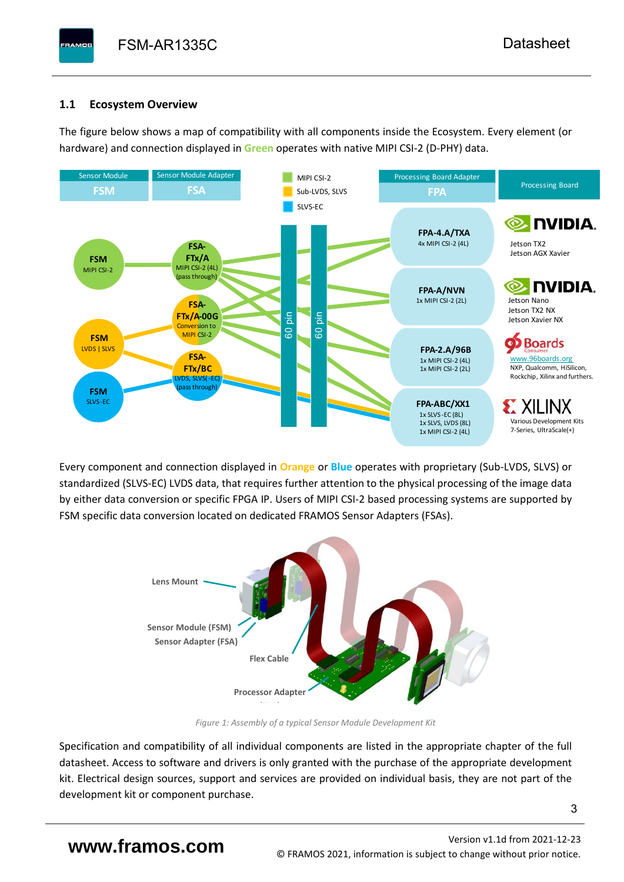## 1.1 Ecosystem Overview

The figure below shows a map of compatibility with all components inside the Ecosystem. Every element (or hardware) and connection displayed in **Green** operates with native MIPI CSI-2 (D-PHY) data.

Every component and connection displayed in **Orange** or **Blue** operates with proprietary (Sub-LVDS, SLVS) or standardized (SLVS-EC) LVDS data, that requires further attention to the physical processing of the image data by either data conversion or specific FPGA IP. Users of MIPI CSI-2 based processing systems are supported by FSM specific data conversion located on dedicated FRAMOS Sensor Adapters (FSAs).

*Figure 1: Assembly of a typical Sensor Module Development Kit*

Specification and compatibility of all individual components are listed in the appropriate chapter of the full datasheet. Access to software and drivers is only granted with the purchase of the appropriate development kit. Electrical design sources, support and services are provided on individual basis, they are not part of the development kit or component purchase.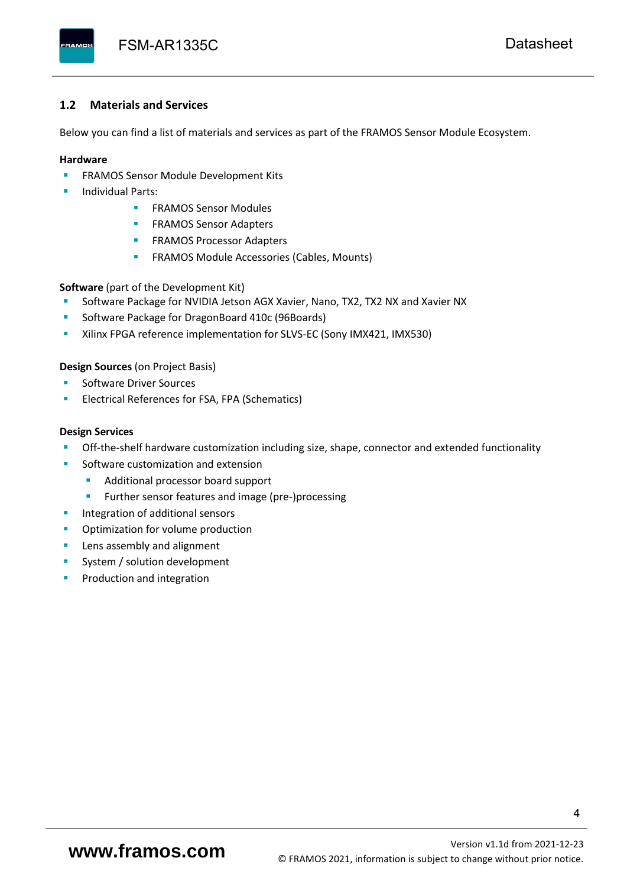## 1.2 Materials and Services

Below you can find a list of materials and services as part of the FRAMOS Sensor Module Ecosystem.

**Hardware**

- FRAMOS Sensor Module Development Kits
- Individual Parts:
    - FRAMOS Sensor Modules
    - FRAMOS Sensor Adapters
    - FRAMOS Processor Adapters
    - FRAMOS Module Accessories (Cables, Mounts)

**Software** (part of the Development Kit)

- Software Package for NVIDIA Jetson AGX Xavier, Nano, TX2, TX2 NX and Xavier NX
- Software Package for DragonBoard 410c (96Boards)
- Xilinx FPGA reference implementation for SLVS-EC (Sony IMX421, IMX530)

**Design Sources** (on Project Basis)

- Software Driver Sources
- Electrical References for FSA, FPA (Schematics)

**Design Services**

- Off-the-shelf hardware customization including size, shape, connector and extended functionality
- Software customization and extension
    - Additional processor board support
    - Further sensor features and image (pre-)processing
- Integration of additional sensors
- Optimization for volume production
- Lens assembly and alignment
- System / solution development
- Production and integration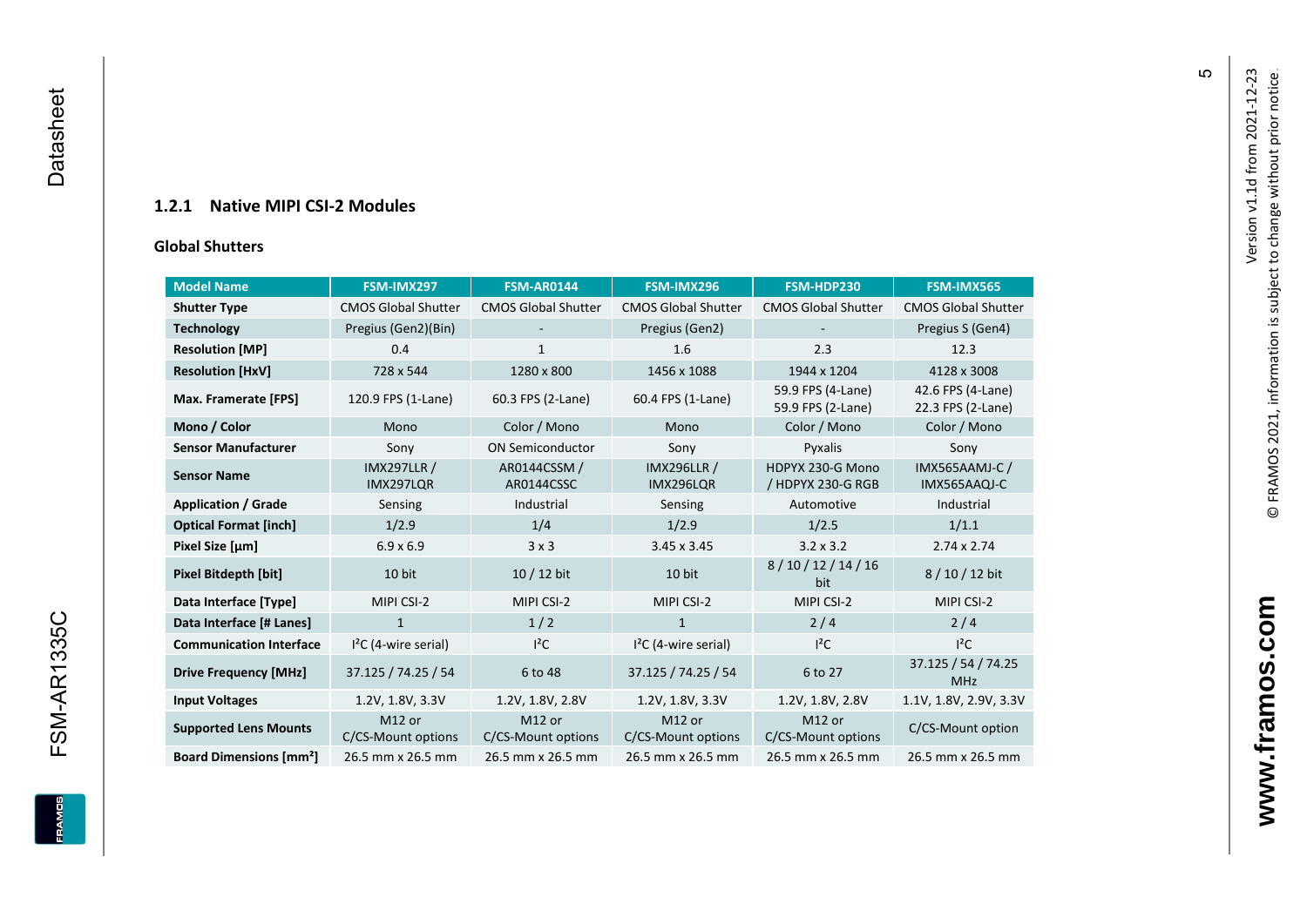### 1.2.1 Native MIPI CSI-2 Modules

**Global Shutters**

| Model Name | FSM-IMX297 | FSM-AR0144 | FSM-IMX296 | FSM-HDP230 | FSM-IMX565 |
|---|---|---|---|---|---|
| **Shutter Type** | CMOS Global Shutter | CMOS Global Shutter | CMOS Global Shutter | CMOS Global Shutter | CMOS Global Shutter |
| **Technology** | Pregius (Gen2)(Bin) | - | Pregius (Gen2) | - | Pregius S (Gen4) |
| **Resolution [MP]** | 0.4 | 1 | 1.6 | 2.3 | 12.3 |
| **Resolution [HxV]** | 728 x 544 | 1280 x 800 | 1456 x 1088 | 1944 x 1204 | 4128 x 3008 |
| **Max. Framerate [FPS]** | 120.9 FPS (1-Lane) | 60.3 FPS (2-Lane) | 60.4 FPS (1-Lane) | 59.9 FPS (4-Lane) 59.9 FPS (2-Lane) | 42.6 FPS (4-Lane) 22.3 FPS (2-Lane) |
| **Mono / Color** | Mono | Color / Mono | Mono | Color / Mono | Color / Mono |
| **Sensor Manufacturer** | Sony | ON Semiconductor | Sony | Pyxalis | Sony |
| **Sensor Name** | IMX297LLR / IMX297LQR | AR0144CSSM / AR0144CSSC | IMX296LLR / IMX296LQR | HDPYX 230-G Mono / HDPYX 230-G RGB | IMX565AAMJ-C / IMX565AAQJ-C |
| **Application / Grade** | Sensing | Industrial | Sensing | Automotive | Industrial |
| **Optical Format [inch]** | 1/2.9 | 1/4 | 1/2.9 | 1/2.5 | 1/1.1 |
| **Pixel Size [µm]** | 6.9 x 6.9 | 3 x 3 | 3.45 x 3.45 | 3.2 x 3.2 | 2.74 x 2.74 |
| **Pixel Bitdepth [bit]** | 10 bit | 10 / 12 bit | 10 bit | 8 / 10 / 12 / 14 / 16 bit | 8 / 10 / 12 bit |
| **Data Interface [Type]** | MIPI CSI-2 | MIPI CSI-2 | MIPI CSI-2 | MIPI CSI-2 | MIPI CSI-2 |
| **Data Interface [# Lanes]** | 1 | 1 / 2 | 1 | 2 / 4 | 2 / 4 |
| **Communication Interface** | I²C (4-wire serial) | I²C | I²C (4-wire serial) | I²C | I²C |
| **Drive Frequency [MHz]** | 37.125 / 74.25 / 54 | 6 to 48 | 37.125 / 74.25 / 54 | 6 to 27 | 37.125 / 54 / 74.25 MHz |
| **Input Voltages** | 1.2V, 1.8V, 3.3V | 1.2V, 1.8V, 2.8V | 1.2V, 1.8V, 3.3V | 1.2V, 1.8V, 2.8V | 1.1V, 1.8V, 2.9V, 3.3V |
| **Supported Lens Mounts** | M12 or C/CS-Mount options | M12 or C/CS-Mount options | M12 or C/CS-Mount options | M12 or C/CS-Mount options | C/CS-Mount option |
| **Board Dimensions [mm²]** | 26.5 mm x 26.5 mm | 26.5 mm x 26.5 mm | 26.5 mm x 26.5 mm | 26.5 mm x 26.5 mm | 26.5 mm x 26.5 mm |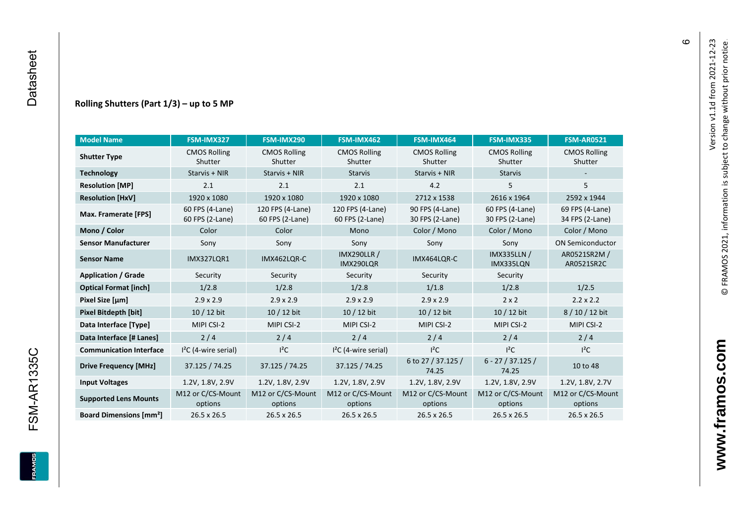## Rolling Shutters (Part 1/3) – up to 5 MP

| Model Name | FSM-IMX327 | FSM-IMX290 | FSM-IMX462 | FSM-IMX464 | FSM-IMX335 | FSM-AR0521 |
|---|---|---|---|---|---|---|
| **Shutter Type** | CMOS Rolling Shutter | CMOS Rolling Shutter | CMOS Rolling Shutter | CMOS Rolling Shutter | CMOS Rolling Shutter | CMOS Rolling Shutter |
| **Technology** | Starvis + NIR | Starvis + NIR | Starvis | Starvis + NIR | Starvis | - |
| **Resolution [MP]** | 2.1 | 2.1 | 2.1 | 4.2 | 5 | 5 |
| **Resolution [HxV]** | 1920 x 1080 | 1920 x 1080 | 1920 x 1080 | 2712 x 1538 | 2616 x 1964 | 2592 x 1944 |
| **Max. Framerate [FPS]** | 60 FPS (4-Lane) 60 FPS (2-Lane) | 120 FPS (4-Lane) 60 FPS (2-Lane) | 120 FPS (4-Lane) 60 FPS (2-Lane) | 90 FPS (4-Lane) 30 FPS (2-Lane) | 60 FPS (4-Lane) 30 FPS (2-Lane) | 69 FPS (4-Lane) 34 FPS (2-Lane) |
| **Mono / Color** | Color | Color | Mono | Color / Mono | Color / Mono | Color / Mono |
| **Sensor Manufacturer** | Sony | Sony | Sony | Sony | Sony | ON Semiconductor |
| **Sensor Name** | IMX327LQR1 | IMX462LQR-C | IMX290LLR / IMX290LQR | IMX464LQR-C | IMX335LLN / IMX335LQN | AR0521SR2M / AR0521SR2C |
| **Application / Grade** | Security | Security | Security | Security | Security | |
| **Optical Format [inch]** | 1/2.8 | 1/2.8 | 1/2.8 | 1/1.8 | 1/2.8 | 1/2.5 |
| **Pixel Size [µm]** | 2.9 x 2.9 | 2.9 x 2.9 | 2.9 x 2.9 | 2.9 x 2.9 | 2 x 2 | 2.2 x 2.2 |
| **Pixel Bitdepth [bit]** | 10 / 12 bit | 10 / 12 bit | 10 / 12 bit | 10 / 12 bit | 10 / 12 bit | 8 / 10 / 12 bit |
| **Data Interface [Type]** | MIPI CSI-2 | MIPI CSI-2 | MIPI CSI-2 | MIPI CSI-2 | MIPI CSI-2 | MIPI CSI-2 |
| **Data Interface [# Lanes]** | 2 / 4 | 2 / 4 | 2 / 4 | 2 / 4 | 2 / 4 | 2 / 4 |
| **Communication Interface** | I²C (4-wire serial) | I²C | I²C (4-wire serial) | I²C | I²C | I²C |
| **Drive Frequency [MHz]** | 37.125 / 74.25 | 37.125 / 74.25 | 37.125 / 74.25 | 6 to 27 / 37.125 / 74.25 | 6 - 27 / 37.125 / 74.25 | 10 to 48 |
| **Input Voltages** | 1.2V, 1.8V, 2.9V | 1.2V, 1.8V, 2.9V | 1.2V, 1.8V, 2.9V | 1.2V, 1.8V, 2.9V | 1.2V, 1.8V, 2.9V | 1.2V, 1.8V, 2.7V |
| **Supported Lens Mounts** | M12 or C/CS-Mount options | M12 or C/CS-Mount options | M12 or C/CS-Mount options | M12 or C/CS-Mount options | M12 or C/CS-Mount options | M12 or C/CS-Mount options |
| **Board Dimensions [mm²]** | 26.5 x 26.5 | 26.5 x 26.5 | 26.5 x 26.5 | 26.5 x 26.5 | 26.5 x 26.5 | 26.5 x 26.5 |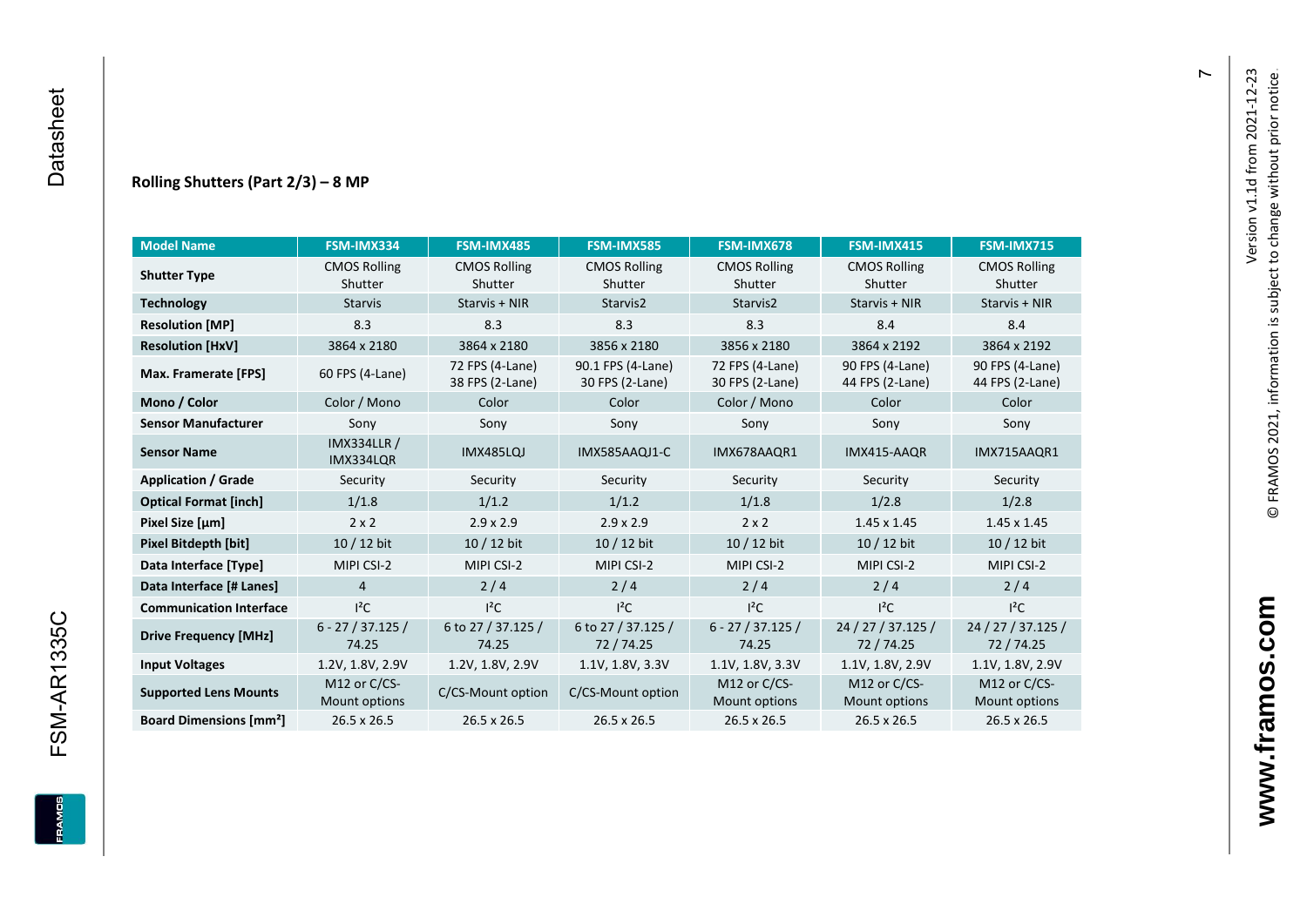### Rolling Shutters (Part 2/3) – 8 MP

| Model Name | FSM-IMX334 | FSM-IMX485 | FSM-IMX585 | FSM-IMX678 | FSM-IMX415 | FSM-IMX715 |
|---|---|---|---|---|---|---|
| **Shutter Type** | CMOS Rolling Shutter | CMOS Rolling Shutter | CMOS Rolling Shutter | CMOS Rolling Shutter | CMOS Rolling Shutter | CMOS Rolling Shutter |
| **Technology** | Starvis | Starvis + NIR | Starvis2 | Starvis2 | Starvis + NIR | Starvis + NIR |
| **Resolution [MP]** | 8.3 | 8.3 | 8.3 | 8.3 | 8.4 | 8.4 |
| **Resolution [HxV]** | 3864 x 2180 | 3864 x 2180 | 3856 x 2180 | 3856 x 2180 | 3864 x 2192 | 3864 x 2192 |
| **Max. Framerate [FPS]** | 60 FPS (4-Lane) | 72 FPS (4-Lane) 38 FPS (2-Lane) | 90.1 FPS (4-Lane) 30 FPS (2-Lane) | 72 FPS (4-Lane) 30 FPS (2-Lane) | 90 FPS (4-Lane) 44 FPS (2-Lane) | 90 FPS (4-Lane) 44 FPS (2-Lane) |
| **Mono / Color** | Color / Mono | Color | Color | Color / Mono | Color | Color |
| **Sensor Manufacturer** | Sony | Sony | Sony | Sony | Sony | Sony |
| **Sensor Name** | IMX334LLR / IMX334LQR | IMX485LQJ | IMX585AAQJ1-C | IMX678AAQR1 | IMX415-AAQR | IMX715AAQR1 |
| **Application / Grade** | Security | Security | Security | Security | Security | Security |
| **Optical Format [inch]** | 1/1.8 | 1/1.2 | 1/1.2 | 1/1.8 | 1/2.8 | 1/2.8 |
| **Pixel Size [µm]** | 2 x 2 | 2.9 x 2.9 | 2.9 x 2.9 | 2 x 2 | 1.45 x 1.45 | 1.45 x 1.45 |
| **Pixel Bitdepth [bit]** | 10 / 12 bit | 10 / 12 bit | 10 / 12 bit | 10 / 12 bit | 10 / 12 bit | 10 / 12 bit |
| **Data Interface [Type]** | MIPI CSI-2 | MIPI CSI-2 | MIPI CSI-2 | MIPI CSI-2 | MIPI CSI-2 | MIPI CSI-2 |
| **Data Interface [# Lanes]** | 4 | 2 / 4 | 2 / 4 | 2 / 4 | 2 / 4 | 2 / 4 |
| **Communication Interface** | I²C | I²C | I²C | I²C | I²C | I²C |
| **Drive Frequency [MHz]** | 6 - 27 / 37.125 / 74.25 | 6 to 27 / 37.125 / 74.25 | 6 to 27 / 37.125 / 72 / 74.25 | 6 - 27 / 37.125 / 74.25 | 24 / 27 / 37.125 / 72 / 74.25 | 24 / 27 / 37.125 / 72 / 74.25 |
| **Input Voltages** | 1.2V, 1.8V, 2.9V | 1.2V, 1.8V, 2.9V | 1.1V, 1.8V, 3.3V | 1.1V, 1.8V, 3.3V | 1.1V, 1.8V, 2.9V | 1.1V, 1.8V, 2.9V |
| **Supported Lens Mounts** | M12 or C/CS-Mount options | C/CS-Mount option | C/CS-Mount option | M12 or C/CS-Mount options | M12 or C/CS-Mount options | M12 or C/CS-Mount options |
| **Board Dimensions [mm²]** | 26.5 x 26.5 | 26.5 x 26.5 | 26.5 x 26.5 | 26.5 x 26.5 | 26.5 x 26.5 | 26.5 x 26.5 |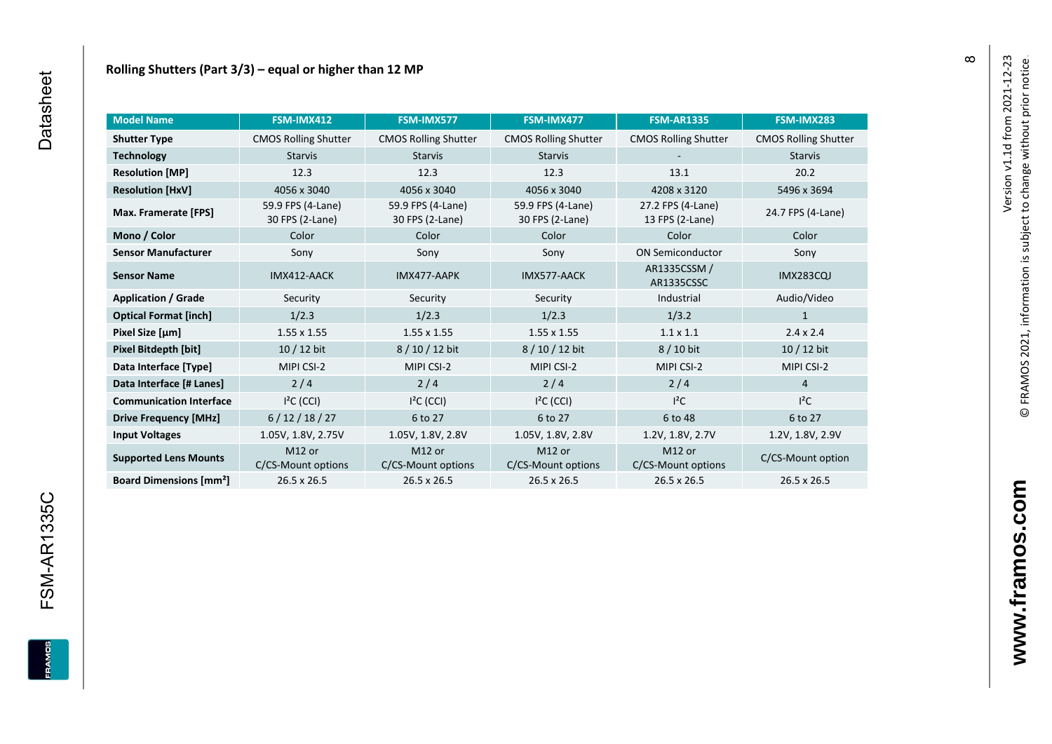## Rolling Shutters (Part 3/3) – equal or higher than 12 MP

| Model Name | FSM-IMX412 | FSM-IMX577 | FSM-IMX477 | FSM-AR1335 | FSM-IMX283 |
|---|---|---|---|---|---|
| **Shutter Type** | CMOS Rolling Shutter | CMOS Rolling Shutter | CMOS Rolling Shutter | CMOS Rolling Shutter | CMOS Rolling Shutter |
| **Technology** | Starvis | Starvis | Starvis | - | Starvis |
| **Resolution [MP]** | 12.3 | 12.3 | 12.3 | 13.1 | 20.2 |
| **Resolution [HxV]** | 4056 x 3040 | 4056 x 3040 | 4056 x 3040 | 4208 x 3120 | 5496 x 3694 |
| **Max. Framerate [FPS]** | 59.9 FPS (4-Lane) 30 FPS (2-Lane) | 59.9 FPS (4-Lane) 30 FPS (2-Lane) | 59.9 FPS (4-Lane) 30 FPS (2-Lane) | 27.2 FPS (4-Lane) 13 FPS (2-Lane) | 24.7 FPS (4-Lane) |
| **Mono / Color** | Color | Color | Color | Color | Color |
| **Sensor Manufacturer** | Sony | Sony | Sony | ON Semiconductor | Sony |
| **Sensor Name** | IMX412-AACK | IMX477-AAPK | IMX577-AACK | AR1335CSSM / AR1335CSSC | IMX283CQJ |
| **Application / Grade** | Security | Security | Security | Industrial | Audio/Video |
| **Optical Format [inch]** | 1/2.3 | 1/2.3 | 1/2.3 | 1/3.2 | 1 |
| **Pixel Size [µm]** | 1.55 x 1.55 | 1.55 x 1.55 | 1.55 x 1.55 | 1.1 x 1.1 | 2.4 x 2.4 |
| **Pixel Bitdepth [bit]** | 10 / 12 bit | 8 / 10 / 12 bit | 8 / 10 / 12 bit | 8 / 10 bit | 10 / 12 bit |
| **Data Interface [Type]** | MIPI CSI-2 | MIPI CSI-2 | MIPI CSI-2 | MIPI CSI-2 | MIPI CSI-2 |
| **Data Interface [# Lanes]** | 2 / 4 | 2 / 4 | 2 / 4 | 2 / 4 | 4 |
| **Communication Interface** | I²C (CCI) | I²C (CCI) | I²C (CCI) | I²C | I²C |
| **Drive Frequency [MHz]** | 6 / 12 / 18 / 27 | 6 to 27 | 6 to 27 | 6 to 48 | 6 to 27 |
| **Input Voltages** | 1.05V, 1.8V, 2.75V | 1.05V, 1.8V, 2.8V | 1.05V, 1.8V, 2.8V | 1.2V, 1.8V, 2.7V | 1.2V, 1.8V, 2.9V |
| **Supported Lens Mounts** | M12 or C/CS-Mount options | M12 or C/CS-Mount options | M12 or C/CS-Mount options | M12 or C/CS-Mount options | C/CS-Mount option |
| **Board Dimensions [mm²]** | 26.5 x 26.5 | 26.5 x 26.5 | 26.5 x 26.5 | 26.5 x 26.5 | 26.5 x 26.5 |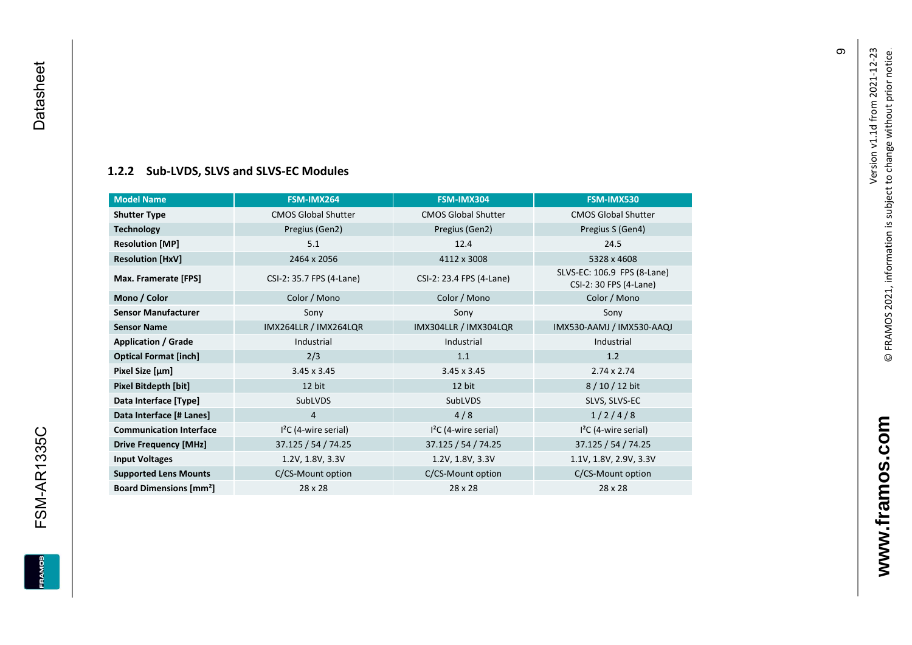### 1.2.2 Sub-LVDS, SLVS and SLVS-EC Modules

| Model Name | FSM-IMX264 | FSM-IMX304 | FSM-IMX530 |
|---|---|---|---|
| **Shutter Type** | CMOS Global Shutter | CMOS Global Shutter | CMOS Global Shutter |
| **Technology** | Pregius (Gen2) | Pregius (Gen2) | Pregius S (Gen4) |
| **Resolution [MP]** | 5.1 | 12.4 | 24.5 |
| **Resolution [HxV]** | 2464 x 2056 | 4112 x 3008 | 5328 x 4608 |
| **Max. Framerate [FPS]** | CSI-2: 35.7 FPS (4-Lane) | CSI-2: 23.4 FPS (4-Lane) | SLVS-EC: 106.9 FPS (8-Lane) CSI-2: 30 FPS (4-Lane) |
| **Mono / Color** | Color / Mono | Color / Mono | Color / Mono |
| **Sensor Manufacturer** | Sony | Sony | Sony |
| **Sensor Name** | IMX264LLR / IMX264LQR | IMX304LLR / IMX304LQR | IMX530-AAMJ / IMX530-AAQJ |
| **Application / Grade** | Industrial | Industrial | Industrial |
| **Optical Format [inch]** | 2/3 | 1.1 | 1.2 |
| **Pixel Size [µm]** | 3.45 x 3.45 | 3.45 x 3.45 | 2.74 x 2.74 |
| **Pixel Bitdepth [bit]** | 12 bit | 12 bit | 8 / 10 / 12 bit |
| **Data Interface [Type]** | SubLVDS | SubLVDS | SLVS, SLVS-EC |
| **Data Interface [# Lanes]** | 4 | 4 / 8 | 1 / 2 / 4 / 8 |
| **Communication Interface** | I²C (4-wire serial) | I²C (4-wire serial) | I²C (4-wire serial) |
| **Drive Frequency [MHz]** | 37.125 / 54 / 74.25 | 37.125 / 54 / 74.25 | 37.125 / 54 / 74.25 |
| **Input Voltages** | 1.2V, 1.8V, 3.3V | 1.2V, 1.8V, 3.3V | 1.1V, 1.8V, 2.9V, 3.3V |
| **Supported Lens Mounts** | C/CS-Mount option | C/CS-Mount option | C/CS-Mount option |
| **Board Dimensions [mm²]** | 28 x 28 | 28 x 28 | 28 x 28 |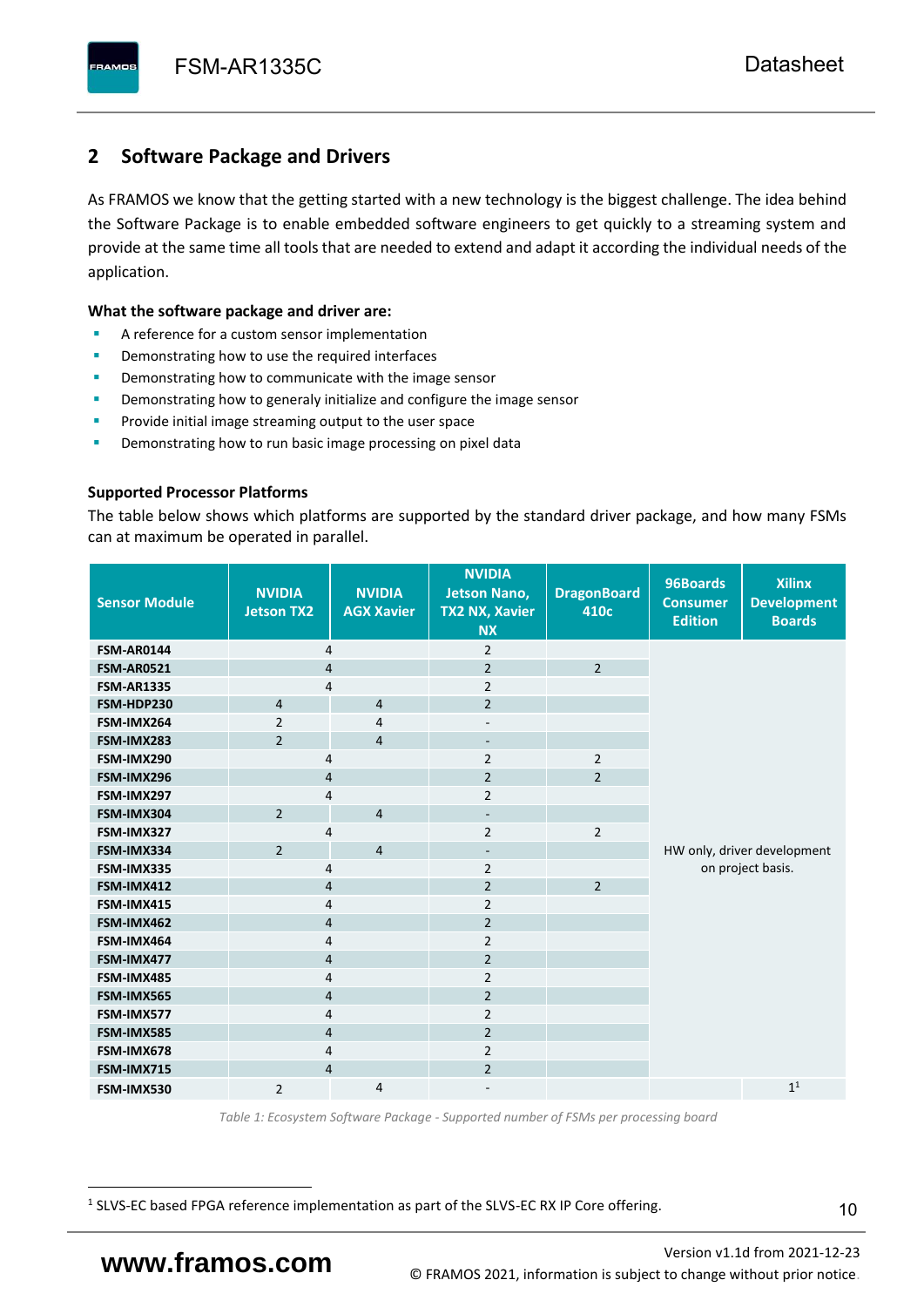## 2 Software Package and Drivers

As FRAMOS we know that the getting started with a new technology is the biggest challenge. The idea behind the Software Package is to enable embedded software engineers to get quickly to a streaming system and provide at the same time all tools that are needed to extend and adapt it according the individual needs of the application.

**What the software package and driver are:**

- A reference for a custom sensor implementation
- Demonstrating how to use the required interfaces
- Demonstrating how to communicate with the image sensor
- Demonstrating how to generaly initialize and configure the image sensor
- Provide initial image streaming output to the user space
- Demonstrating how to run basic image processing on pixel data

**Supported Processor Platforms**

The table below shows which platforms are supported by the standard driver package, and how many FSMs can at maximum be operated in parallel.

| Sensor Module | NVIDIA Jetson TX2 | NVIDIA AGX Xavier | NVIDIA Jetson Nano, TX2 NX, Xavier NX | DragonBoard 410c | 96Boards Consumer Edition | Xilinx Development Boards |
|---|---|---|---|---|---|---|
| FSM-AR0144 | 4 | | 2 | | HW only, driver development on project basis. | |
| FSM-AR0521 | 4 | | 2 | 2 | | |
| FSM-AR1335 | 4 | | 2 | | | |
| FSM-HDP230 | 4 | 4 | 2 | | | |
| FSM-IMX264 | 2 | 4 | - | | | |
| FSM-IMX283 | 2 | 4 | - | | | |
| FSM-IMX290 | 4 | | 2 | 2 | | |
| FSM-IMX296 | 4 | | 2 | 2 | | |
| FSM-IMX297 | 4 | | 2 | | | |
| FSM-IMX304 | 2 | 4 | - | | | |
| FSM-IMX327 | 4 | | 2 | 2 | | |
| FSM-IMX334 | 2 | 4 | - | | | |
| FSM-IMX335 | 4 | | 2 | | | |
| FSM-IMX412 | 4 | | 2 | 2 | | |
| FSM-IMX415 | 4 | | 2 | | | |
| FSM-IMX462 | 4 | | 2 | | | |
| FSM-IMX464 | 4 | | 2 | | | |
| FSM-IMX477 | 4 | | 2 | | | |
| FSM-IMX485 | 4 | | 2 | | | |
| FSM-IMX565 | 4 | | 2 | | | |
| FSM-IMX577 | 4 | | 2 | | | |
| FSM-IMX585 | 4 | | 2 | | | |
| FSM-IMX678 | 4 | | 2 | | | |
| FSM-IMX715 | 4 | | 2 | | | |
| FSM-IMX530 | 2 | 4 | - | | | 1[1] |

*Table 1: Ecosystem Software Package - Supported number of FSMs per processing board*

[1] SLVS-EC based FPGA reference implementation as part of the SLVS-EC RX IP Core offering.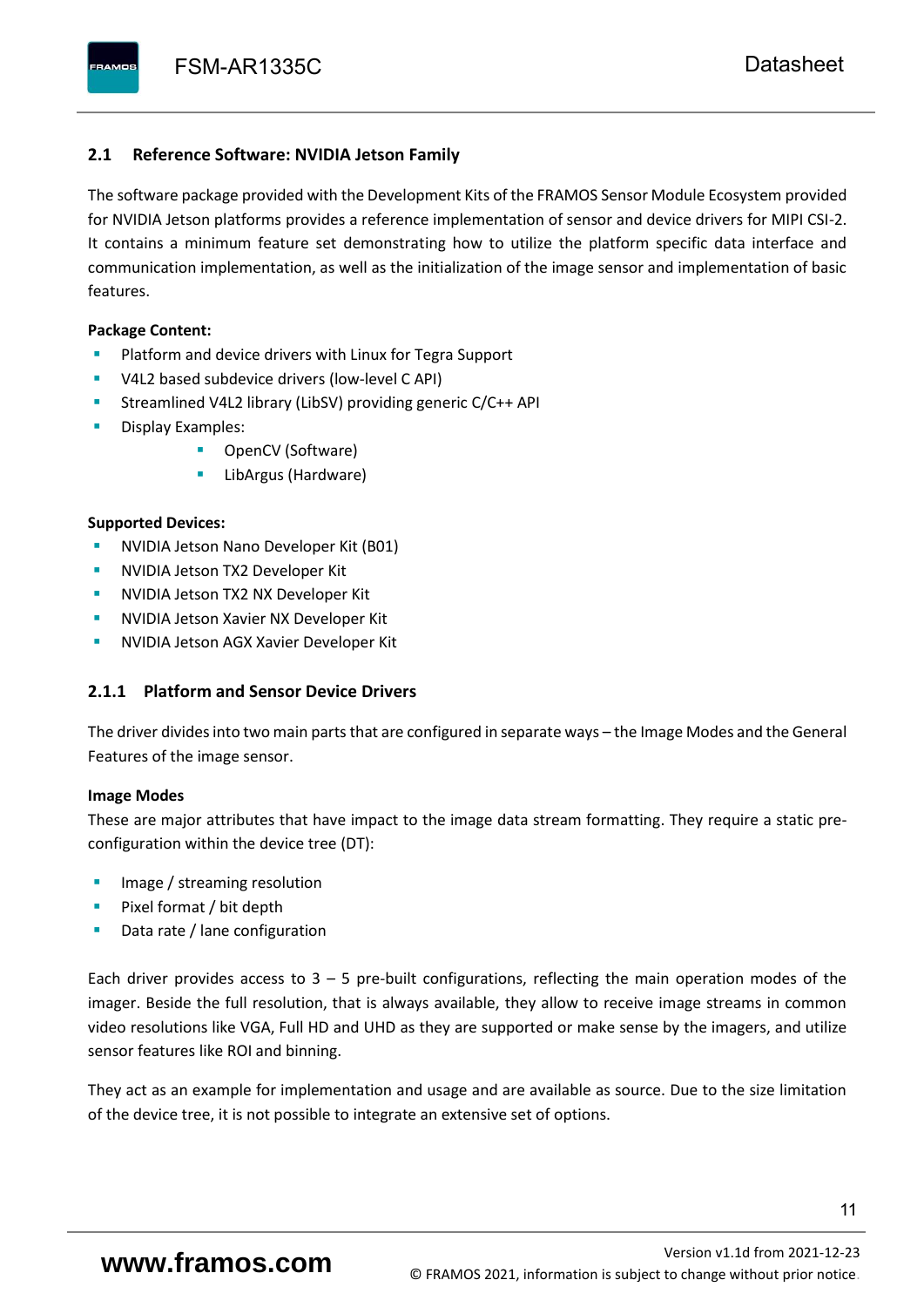## 2.1 Reference Software: NVIDIA Jetson Family

The software package provided with the Development Kits of the FRAMOS Sensor Module Ecosystem provided for NVIDIA Jetson platforms provides a reference implementation of sensor and device drivers for MIPI CSI-2. It contains a minimum feature set demonstrating how to utilize the platform specific data interface and communication implementation, as well as the initialization of the image sensor and implementation of basic features.

**Package Content:**

- Platform and device drivers with Linux for Tegra Support
- V4L2 based subdevice drivers (low-level C API)
- Streamlined V4L2 library (LibSV) providing generic C/C++ API
- Display Examples:
    - OpenCV (Software)
    - LibArgus (Hardware)

**Supported Devices:**

- NVIDIA Jetson Nano Developer Kit (B01)
- NVIDIA Jetson TX2 Developer Kit
- NVIDIA Jetson TX2 NX Developer Kit
- NVIDIA Jetson Xavier NX Developer Kit
- NVIDIA Jetson AGX Xavier Developer Kit

### 2.1.1 Platform and Sensor Device Drivers

The driver divides into two main parts that are configured in separate ways – the Image Modes and the General Features of the image sensor.

**Image Modes**

These are major attributes that have impact to the image data stream formatting. They require a static pre-configuration within the device tree (DT):

- Image / streaming resolution
- Pixel format / bit depth
- Data rate / lane configuration

Each driver provides access to 3 – 5 pre-built configurations, reflecting the main operation modes of the imager. Beside the full resolution, that is always available, they allow to receive image streams in common video resolutions like VGA, Full HD and UHD as they are supported or make sense by the imagers, and utilize sensor features like ROI and binning.

They act as an example for implementation and usage and are available as source. Due to the size limitation of the device tree, it is not possible to integrate an extensive set of options.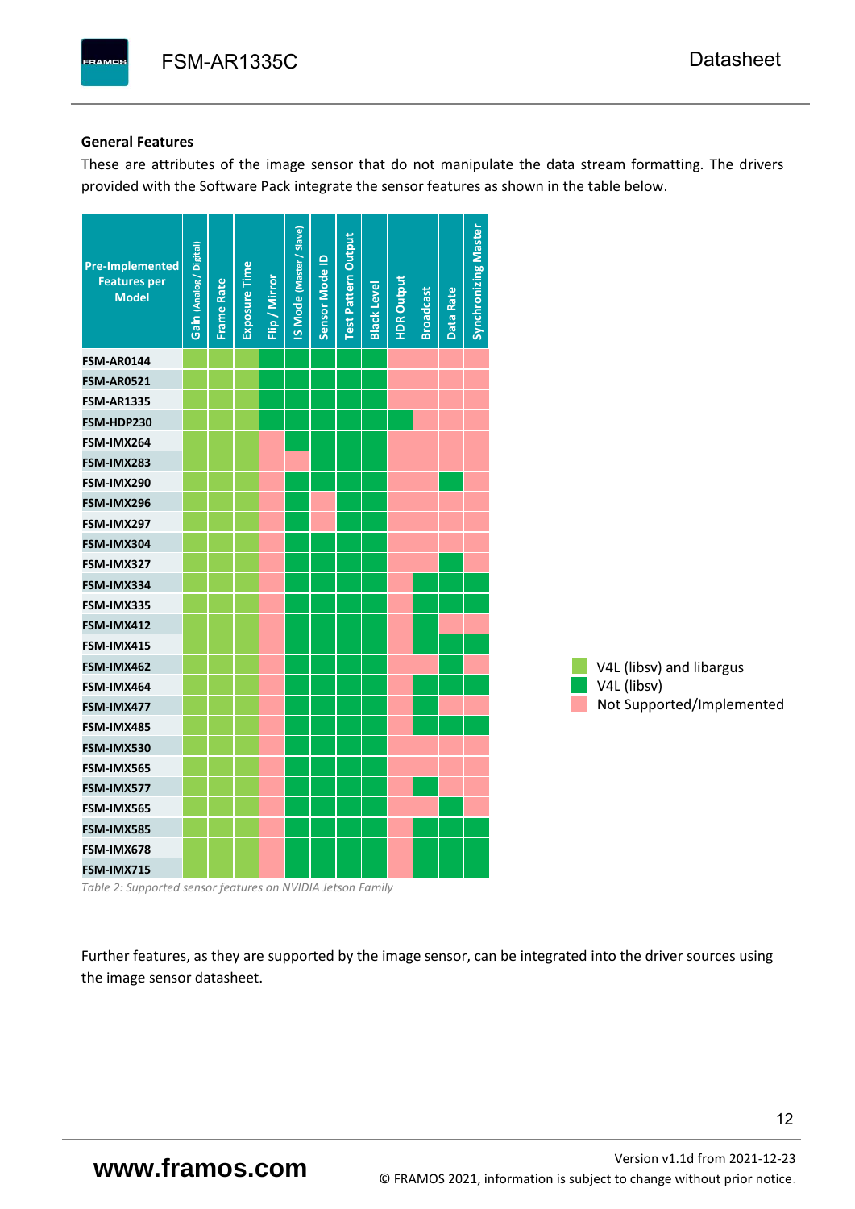### General Features

These are attributes of the image sensor that do not manipulate the data stream formatting. The drivers provided with the Software Pack integrate the sensor features as shown in the table below.

| Pre-Implemented Features per Model | Gain (Analog / Digital) | Frame Rate | Exposure Time | Flip / Mirror | IS Mode (Master / Slave) | Sensor Mode ID | Test Pattern Output | Black Level | HDR Output | Broadcast | Data Rate | Synchronizing Master |
|---|---|---|---|---|---|---|---|---|---|---|---|---|
| FSM-AR0144 | A | A | A | V | V | V | V | V | N | N | N | N |
| FSM-AR0521 | A | A | A | V | V | V | V | V | N | N | N | N |
| FSM-AR1335 | A | A | A | V | V | V | V | V | N | N | N | N |
| FSM-HDP230 | A | A | A | V | V | V | V | V | V | N | N | N |
| FSM-IMX264 | A | A | A | N | V | V | V | V | N | N | N | N |
| FSM-IMX283 | A | A | A | N | N | V | V | V | N | N | N | N |
| FSM-IMX290 | A | A | A | N | V | V | V | V | N | N | V | N |
| FSM-IMX296 | A | A | A | N | V | N | V | V | N | N | N | N |
| FSM-IMX297 | A | A | A | N | V | N | V | V | N | N | N | N |
| FSM-IMX304 | A | A | A | N | V | V | V | V | N | N | N | N |
| FSM-IMX327 | A | A | A | N | V | V | V | V | N | N | V | N |
| FSM-IMX334 | A | A | A | N | V | V | V | V | N | V | V | V |
| FSM-IMX335 | A | A | A | N | V | V | V | V | N | V | V | V |
| FSM-IMX412 | A | A | A | N | V | V | V | V | N | V | N | N |
| FSM-IMX415 | A | A | A | N | V | V | V | V | N | V | V | V |
| FSM-IMX462 | A | A | A | N | V | V | V | V | N | N | V | N |
| FSM-IMX464 | A | A | A | N | V | V | V | V | N | V | V | V |
| FSM-IMX477 | A | A | A | N | V | V | V | V | N | V | N | N |
| FSM-IMX485 | A | A | A | N | V | V | V | V | N | V | V | V |
| FSM-IMX530 | A | A | A | N | V | V | V | V | N | N | N | N |
| FSM-IMX565 | A | A | A | N | V | V | V | V | N | N | N | N |
| FSM-IMX577 | A | A | A | N | V | V | V | V | N | V | N | N |
| FSM-IMX565 | A | A | A | N | V | V | V | V | N | N | V | N |
| FSM-IMX585 | A | A | A | N | V | V | V | V | N | V | V | V |
| FSM-IMX678 | A | A | A | N | V | V | V | V | N | V | V | V |
| FSM-IMX715 | A | A | A | N | V | V | V | V | N | V | V | V |

- A: V4L (libsv) and libargus
- V: V4L (libsv)
- N: Not Supported/Implemented

*Table 2: Supported sensor features on NVIDIA Jetson Family*

Further features, as they are supported by the image sensor, can be integrated into the driver sources using the image sensor datasheet.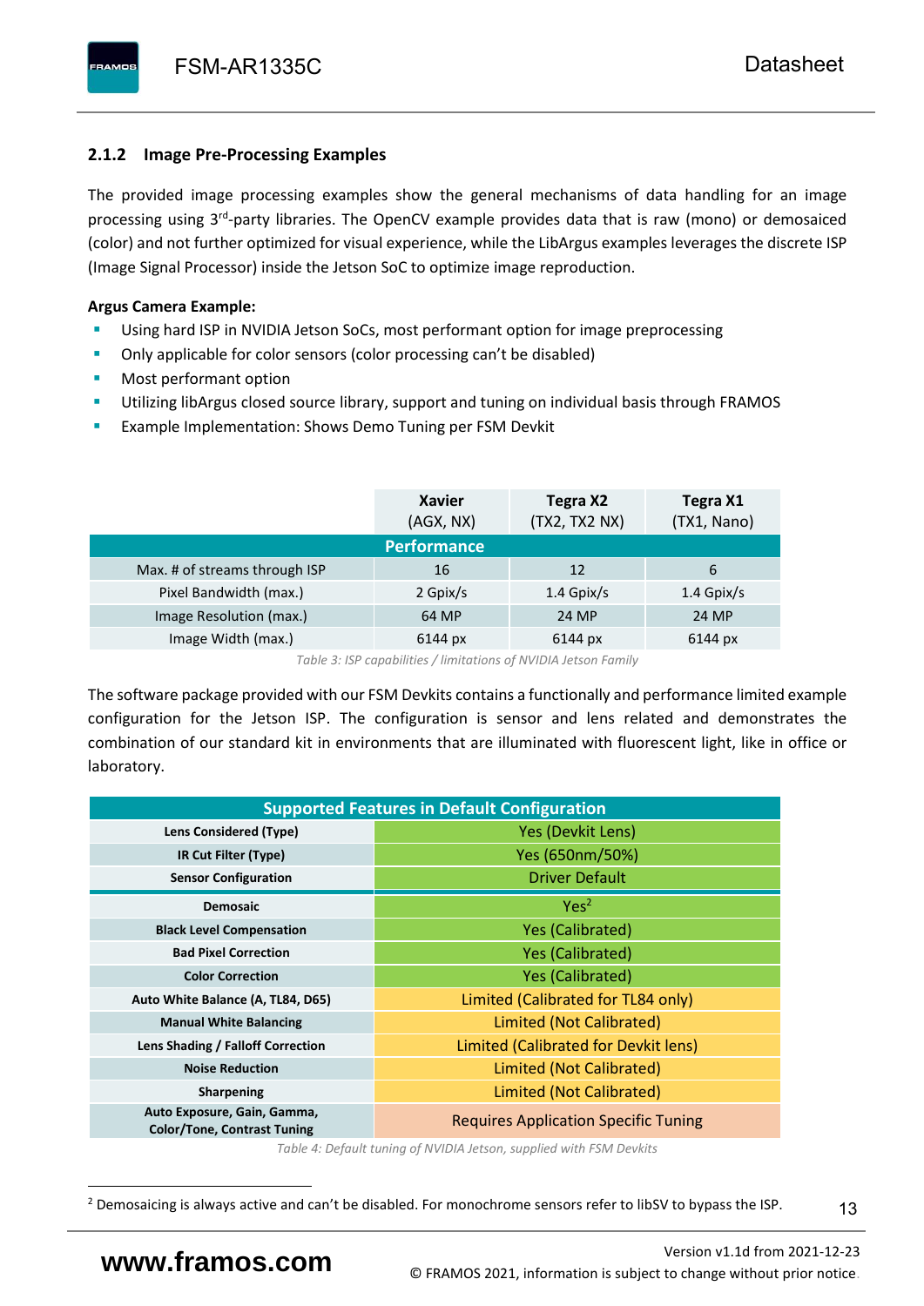### 2.1.2 Image Pre-Processing Examples

The provided image processing examples show the general mechanisms of data handling for an image processing using 3rd-party libraries. The OpenCV example provides data that is raw (mono) or demosaiced (color) and not further optimized for visual experience, while the LibArgus examples leverages the discrete ISP (Image Signal Processor) inside the Jetson SoC to optimize image reproduction.

**Argus Camera Example:**

- Using hard ISP in NVIDIA Jetson SoCs, most performant option for image preprocessing
- Only applicable for color sensors (color processing can't be disabled)
- Most performant option
- Utilizing libArgus closed source library, support and tuning on individual basis through FRAMOS
- Example Implementation: Shows Demo Tuning per FSM Devkit

| | Xavier (AGX, NX) | Tegra X2 (TX2, TX2 NX) | Tegra X1 (TX1, Nano) |
|---|---|---|---|
| **Performance** | | | |
| Max. # of streams through ISP | 16 | 12 | 6 |
| Pixel Bandwidth (max.) | 2 Gpix/s | 1.4 Gpix/s | 1.4 Gpix/s |
| Image Resolution (max.) | 64 MP | 24 MP | 24 MP |
| Image Width (max.) | 6144 px | 6144 px | 6144 px |

*Table 3: ISP capabilities / limitations of NVIDIA Jetson Family*

The software package provided with our FSM Devkits contains a functionally and performance limited example configuration for the Jetson ISP. The configuration is sensor and lens related and demonstrates the combination of our standard kit in environments that are illuminated with fluorescent light, like in office or laboratory.

| Supported Features in Default Configuration | |
|---|---|
| **Lens Considered (Type)** | Yes (Devkit Lens) |
| **IR Cut Filter (Type)** | Yes (650nm/50%) |
| **Sensor Configuration** | Driver Default |
| **Demosaic** | Yes[2] |
| **Black Level Compensation** | Yes (Calibrated) |
| **Bad Pixel Correction** | Yes (Calibrated) |
| **Color Correction** | Yes (Calibrated) |
| **Auto White Balance (A, TL84, D65)** | Limited (Calibrated for TL84 only) |
| **Manual White Balancing** | Limited (Not Calibrated) |
| **Lens Shading / Falloff Correction** | Limited (Calibrated for Devkit lens) |
| **Noise Reduction** | Limited (Not Calibrated) |
| **Sharpening** | Limited (Not Calibrated) |
| **Auto Exposure, Gain, Gamma, Color/Tone, Contrast Tuning** | Requires Application Specific Tuning |

*Table 4: Default tuning of NVIDIA Jetson, supplied with FSM Devkits*

[2] Demosaicing is always active and can't be disabled. For monochrome sensors refer to libSV to bypass the ISP.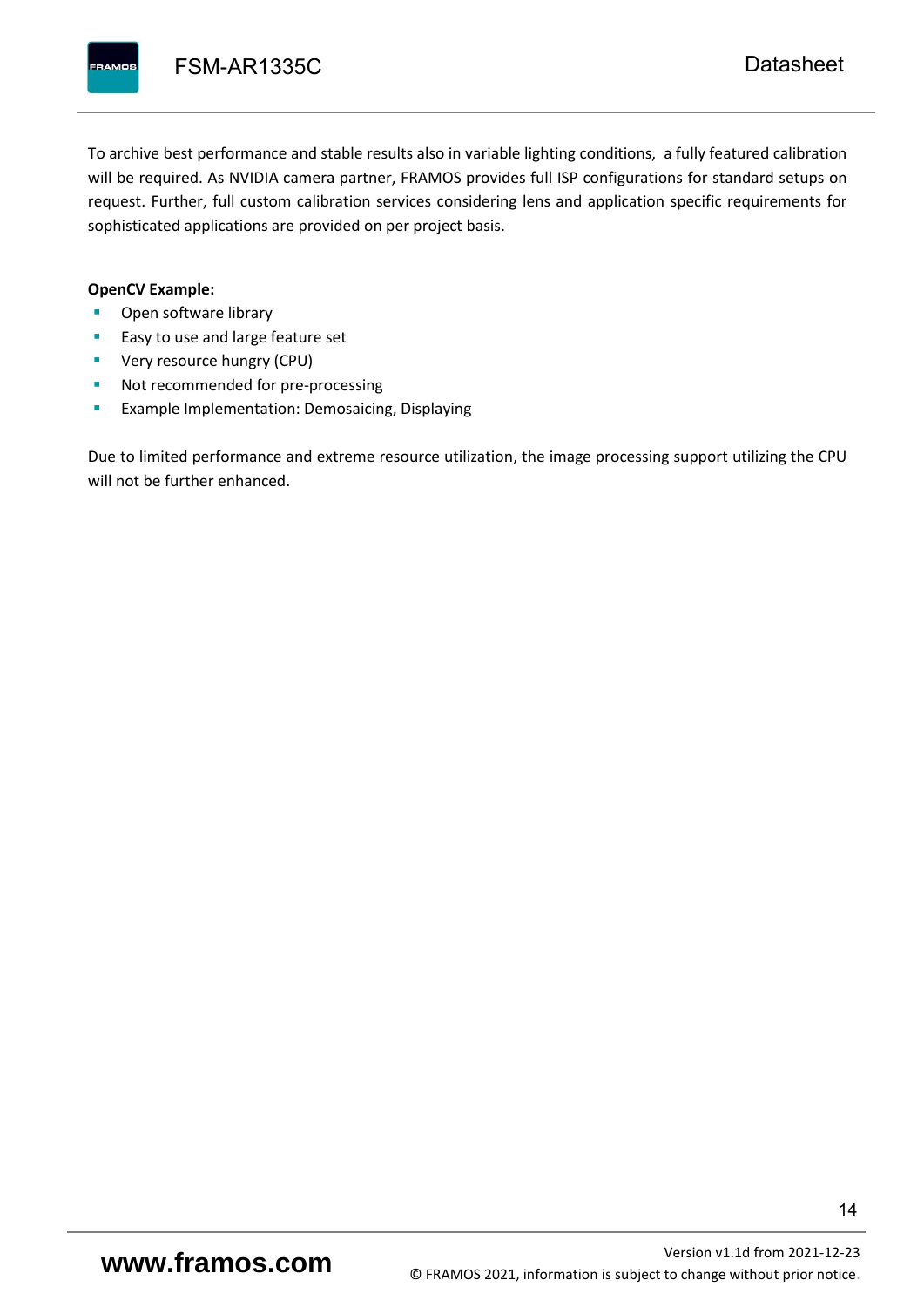To archive best performance and stable results also in variable lighting conditions,  a fully featured calibration will be required. As NVIDIA camera partner, FRAMOS provides full ISP configurations for standard setups on request. Further, full custom calibration services considering lens and application specific requirements for sophisticated applications are provided on per project basis.

**OpenCV Example:**

- Open software library
- Easy to use and large feature set
- Very resource hungry (CPU)
- Not recommended for pre-processing
- Example Implementation: Demosaicing, Displaying

Due to limited performance and extreme resource utilization, the image processing support utilizing the CPU will not be further enhanced.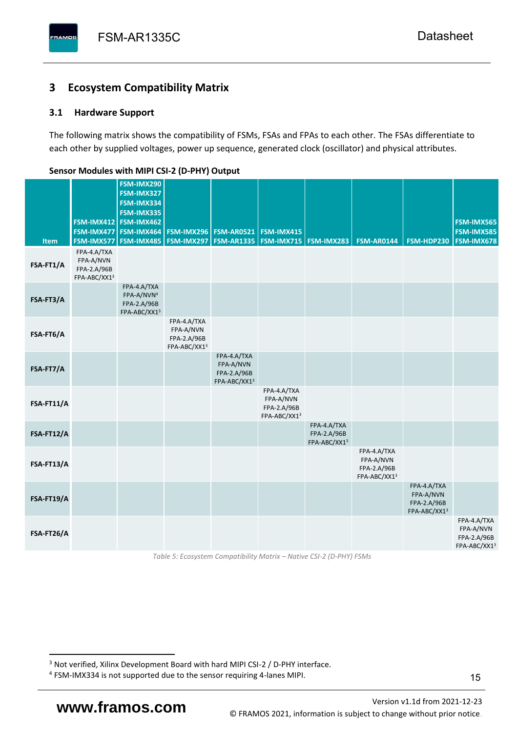# 3 Ecosystem Compatibility Matrix

## 3.1 Hardware Support

The following matrix shows the compatibility of FSMs, FSAs and FPAs to each other. The FSAs differentiate to each other by supplied voltages, power up sequence, generated clock (oscillator) and physical attributes.

**Sensor Modules with MIPI CSI-2 (D-PHY) Output**

| Item | FSM-IMX412 FSM-IMX477 FSM-IMX577 | FSM-IMX290 FSM-IMX327 FSM-IMX334 FSM-IMX335 FSM-IMX462 FSM-IMX464 FSM-IMX485 | FSM-IMX296 FSM-IMX297 | FSM-AR0521 FSM-AR1335 | FSM-IMX415 FSM-IMX715 | FSM-IMX283 | FSM-AR0144 | FSM-HDP230 | FSM-IMX565 FSM-IMX585 FSM-IMX678 |
|---|---|---|---|---|---|---|---|---|---|
| **FSA-FT1/A** | FPA-4.A/TXA FPA-A/NVN FPA-2.A/96B FPA-ABC/XX1[3] | | | | | | | | |
| **FSA-FT3/A** | | FPA-4.A/TXA FPA-A/NVN[4] FPA-2.A/96B FPA-ABC/XX1[3] | | | | | | | |
| **FSA-FT6/A** | | | FPA-4.A/TXA FPA-A/NVN FPA-2.A/96B FPA-ABC/XX1[3] | | | | | | |
| **FSA-FT7/A** | | | | FPA-4.A/TXA FPA-A/NVN FPA-2.A/96B FPA-ABC/XX1[3] | | | | | |
| **FSA-FT11/A** | | | | | FPA-4.A/TXA FPA-A/NVN FPA-2.A/96B FPA-ABC/XX1[3] | | | | |
| **FSA-FT12/A** | | | | | | FPA-4.A/TXA FPA-2.A/96B FPA-ABC/XX1[3] | | | |
| **FSA-FT13/A** | | | | | | | FPA-4.A/TXA FPA-A/NVN FPA-2.A/96B FPA-ABC/XX1[3] | | |
| **FSA-FT19/A** | | | | | | | | FPA-4.A/TXA FPA-A/NVN FPA-2.A/96B FPA-ABC/XX1[3] | |
| **FSA-FT26/A** | | | | | | | | | FPA-4.A/TXA FPA-A/NVN FPA-2.A/96B FPA-ABC/XX1[3] |

*Table 5: Ecosystem Compatibility Matrix – Native CSI-2 (D-PHY) FSMs*

[3] Not verified, Xilinx Development Board with hard MIPI CSI-2 / D-PHY interface.

[4] FSM-IMX334 is not supported due to the sensor requiring 4-lanes MIPI.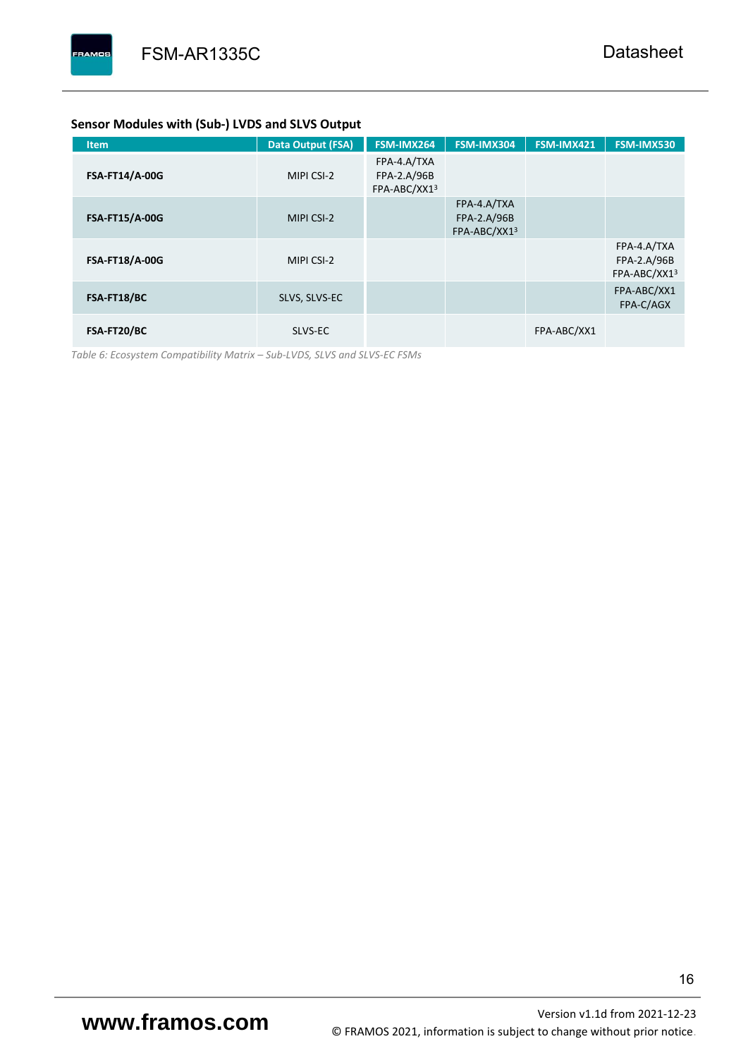### Sensor Modules with (Sub-) LVDS and SLVS Output

| Item | Data Output (FSA) | FSM-IMX264 | FSM-IMX304 | FSM-IMX421 | FSM-IMX530 |
|---|---|---|---|---|---|
| **FSA-FT14/A-00G** | MIPI CSI-2 | FPA-4.A/TXA<br>FPA-2.A/96B<br>FPA-ABC/XX1[3] | | | |
| **FSA-FT15/A-00G** | MIPI CSI-2 | | FPA-4.A/TXA<br>FPA-2.A/96B<br>FPA-ABC/XX1[3] | | |
| **FSA-FT18/A-00G** | MIPI CSI-2 | | | | FPA-4.A/TXA<br>FPA-2.A/96B<br>FPA-ABC/XX1[3] |
| **FSA-FT18/BC** | SLVS, SLVS-EC | | | | FPA-ABC/XX1<br>FPA-C/AGX |
| **FSA-FT20/BC** | SLVS-EC | | | FPA-ABC/XX1 | |

*Table 6: Ecosystem Compatibility Matrix – Sub-LVDS, SLVS and SLVS-EC FSMs*

Version v1.1d from 2021-12-23
© FRAMOS 2021, information is subject to change without prior notice.